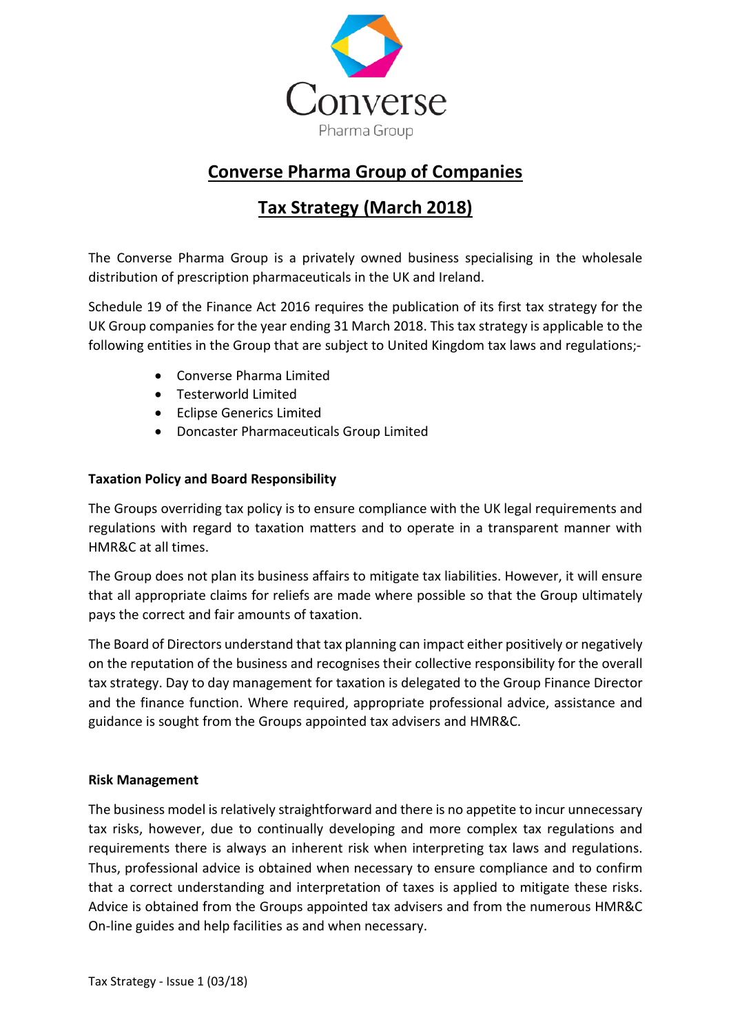Converse
Pharma Group

# Converse Pharma Group of Companies

# Tax Strategy (March 2018)

The Converse Pharma Group is a privately owned business specialising in the wholesale distribution of prescription pharmaceuticals in the UK and Ireland.

Schedule 19 of the Finance Act 2016 requires the publication of its first tax strategy for the UK Group companies for the year ending 31 March 2018. This tax strategy is applicable to the following entities in the Group that are subject to United Kingdom tax laws and regulations;-

- Converse Pharma Limited
- Testerworld Limited
- Eclipse Generics Limited
- Doncaster Pharmaceuticals Group Limited

**Taxation Policy and Board Responsibility**

The Groups overriding tax policy is to ensure compliance with the UK legal requirements and regulations with regard to taxation matters and to operate in a transparent manner with HMR&C at all times.

The Group does not plan its business affairs to mitigate tax liabilities. However, it will ensure that all appropriate claims for reliefs are made where possible so that the Group ultimately pays the correct and fair amounts of taxation.

The Board of Directors understand that tax planning can impact either positively or negatively on the reputation of the business and recognises their collective responsibility for the overall tax strategy. Day to day management for taxation is delegated to the Group Finance Director and the finance function. Where required, appropriate professional advice, assistance and guidance is sought from the Groups appointed tax advisers and HMR&C.

**Risk Management**

The business model is relatively straightforward and there is no appetite to incur unnecessary tax risks, however, due to continually developing and more complex tax regulations and requirements there is always an inherent risk when interpreting tax laws and regulations. Thus, professional advice is obtained when necessary to ensure compliance and to confirm that a correct understanding and interpretation of taxes is applied to mitigate these risks. Advice is obtained from the Groups appointed tax advisers and from the numerous HMR&C On-line guides and help facilities as and when necessary.

Tax Strategy - Issue 1 (03/18)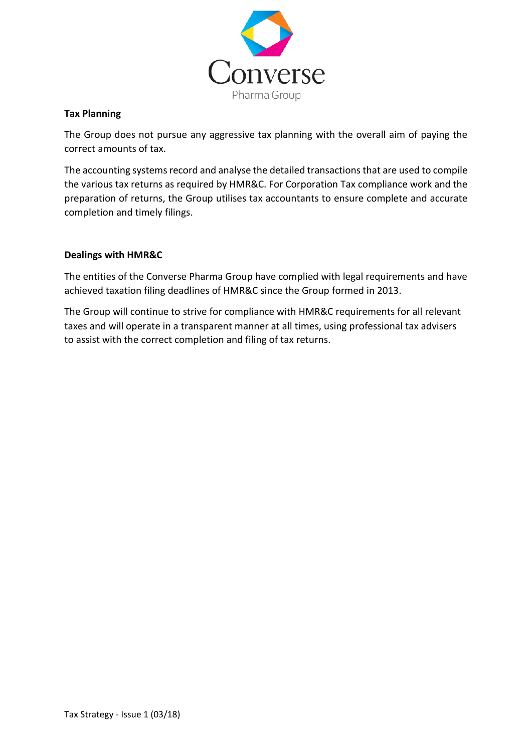## Tax Planning

The Group does not pursue any aggressive tax planning with the overall aim of paying the correct amounts of tax.

The accounting systems record and analyse the detailed transactions that are used to compile the various tax returns as required by HMR&C. For Corporation Tax compliance work and the preparation of returns, the Group utilises tax accountants to ensure complete and accurate completion and timely filings.

## Dealings with HMR&C

The entities of the Converse Pharma Group have complied with legal requirements and have achieved taxation filing deadlines of HMR&C since the Group formed in 2013.

The Group will continue to strive for compliance with HMR&C requirements for all relevant taxes and will operate in a transparent manner at all times, using professional tax advisers to assist with the correct completion and filing of tax returns.